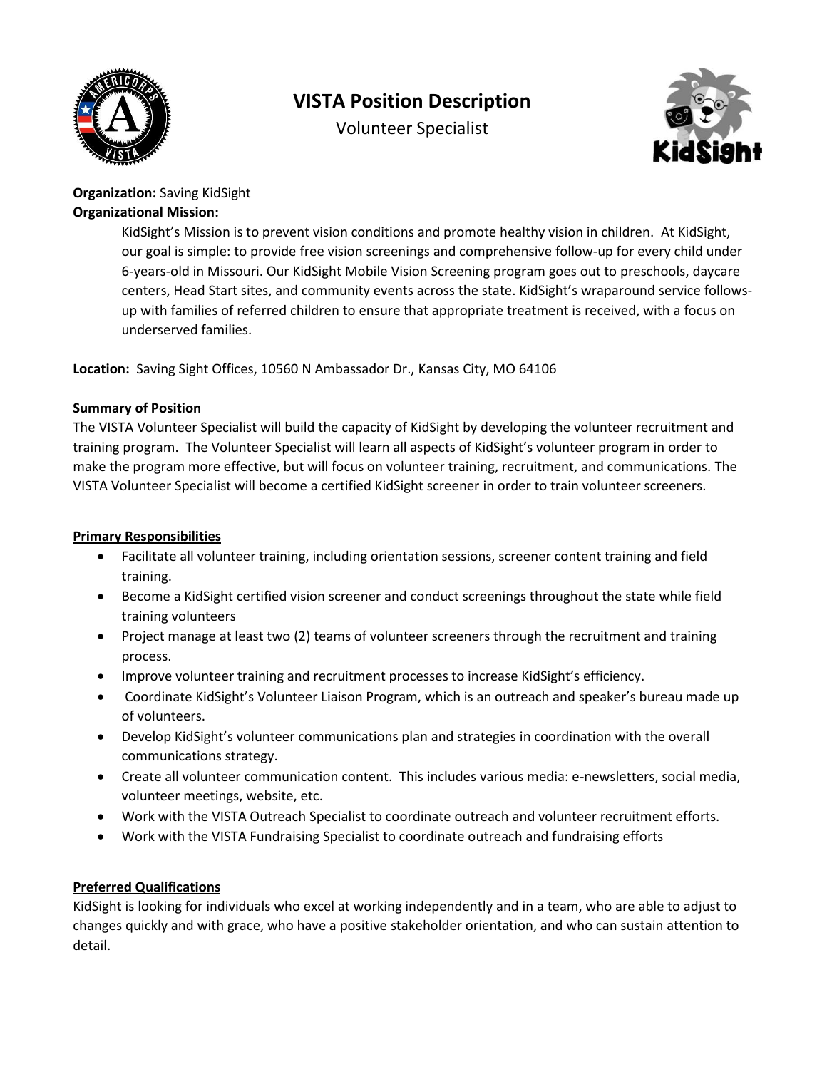# VISTA Position Description

Volunteer Specialist

**Organization:** Saving KidSight

**Organizational Mission:**

> KidSight's Mission is to prevent vision conditions and promote healthy vision in children. At KidSight, our goal is simple: to provide free vision screenings and comprehensive follow-up for every child under 6-years-old in Missouri. Our KidSight Mobile Vision Screening program goes out to preschools, daycare centers, Head Start sites, and community events across the state. KidSight's wraparound service follows-up with families of referred children to ensure that appropriate treatment is received, with a focus on underserved families.

**Location:** Saving Sight Offices, 10560 N Ambassador Dr., Kansas City, MO 64106

## Summary of Position

The VISTA Volunteer Specialist will build the capacity of KidSight by developing the volunteer recruitment and training program. The Volunteer Specialist will learn all aspects of KidSight's volunteer program in order to make the program more effective, but will focus on volunteer training, recruitment, and communications. The VISTA Volunteer Specialist will become a certified KidSight screener in order to train volunteer screeners.

## Primary Responsibilities

- Facilitate all volunteer training, including orientation sessions, screener content training and field training.
- Become a KidSight certified vision screener and conduct screenings throughout the state while field training volunteers
- Project manage at least two (2) teams of volunteer screeners through the recruitment and training process.
- Improve volunteer training and recruitment processes to increase KidSight's efficiency.
- Coordinate KidSight's Volunteer Liaison Program, which is an outreach and speaker's bureau made up of volunteers.
- Develop KidSight's volunteer communications plan and strategies in coordination with the overall communications strategy.
- Create all volunteer communication content. This includes various media: e-newsletters, social media, volunteer meetings, website, etc.
- Work with the VISTA Outreach Specialist to coordinate outreach and volunteer recruitment efforts.
- Work with the VISTA Fundraising Specialist to coordinate outreach and fundraising efforts

## Preferred Qualifications

KidSight is looking for individuals who excel at working independently and in a team, who are able to adjust to changes quickly and with grace, who have a positive stakeholder orientation, and who can sustain attention to detail.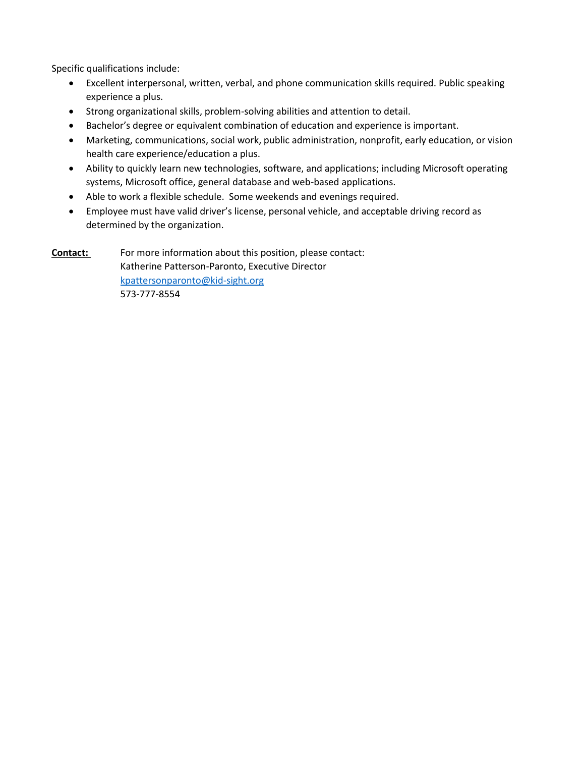Specific qualifications include:

- Excellent interpersonal, written, verbal, and phone communication skills required. Public speaking experience a plus.
- Strong organizational skills, problem-solving abilities and attention to detail.
- Bachelor's degree or equivalent combination of education and experience is important.
- Marketing, communications, social work, public administration, nonprofit, early education, or vision health care experience/education a plus.
- Ability to quickly learn new technologies, software, and applications; including Microsoft operating systems, Microsoft office, general database and web-based applications.
- Able to work a flexible schedule. Some weekends and evenings required.
- Employee must have valid driver's license, personal vehicle, and acceptable driving record as determined by the organization.

**Contact:** For more information about this position, please contact:
Katherine Patterson-Paronto, Executive Director
kpattersonparonto@kid-sight.org
573-777-8554